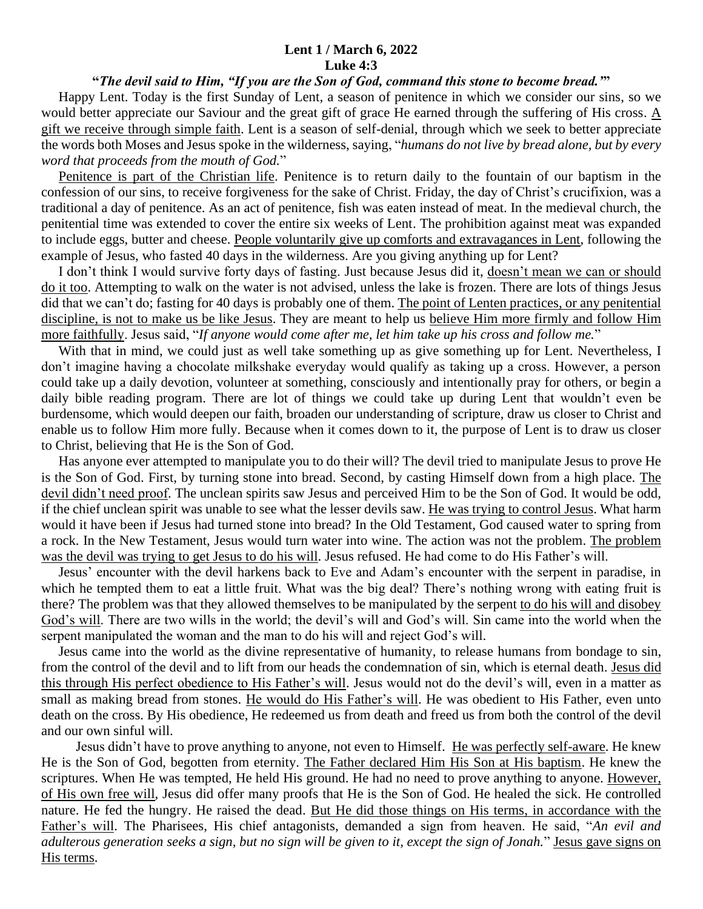**Lent 1 / March 6, 2022**
**Luke 4:3**

**"*The devil said to Him, "If you are the Son of God, command this stone to become bread.*""**

Happy Lent. Today is the first Sunday of Lent, a season of penitence in which we consider our sins, so we would better appreciate our Saviour and the great gift of grace He earned through the suffering of His cross. A gift we receive through simple faith. Lent is a season of self-denial, through which we seek to better appreciate the words both Moses and Jesus spoke in the wilderness, saying, "*humans do not live by bread alone, but by every word that proceeds from the mouth of God.*"

Penitence is part of the Christian life. Penitence is to return daily to the fountain of our baptism in the confession of our sins, to receive forgiveness for the sake of Christ. Friday, the day of Christ's crucifixion, was a traditional a day of penitence. As an act of penitence, fish was eaten instead of meat. In the medieval church, the penitential time was extended to cover the entire six weeks of Lent. The prohibition against meat was expanded to include eggs, butter and cheese. People voluntarily give up comforts and extravagances in Lent, following the example of Jesus, who fasted 40 days in the wilderness. Are you giving anything up for Lent?

I don't think I would survive forty days of fasting. Just because Jesus did it, doesn't mean we can or should do it too. Attempting to walk on the water is not advised, unless the lake is frozen. There are lots of things Jesus did that we can't do; fasting for 40 days is probably one of them. The point of Lenten practices, or any penitential discipline, is not to make us be like Jesus. They are meant to help us believe Him more firmly and follow Him more faithfully. Jesus said, "*If anyone would come after me, let him take up his cross and follow me.*"

With that in mind, we could just as well take something up as give something up for Lent. Nevertheless, I don't imagine having a chocolate milkshake everyday would qualify as taking up a cross. However, a person could take up a daily devotion, volunteer at something, consciously and intentionally pray for others, or begin a daily bible reading program. There are lot of things we could take up during Lent that wouldn't even be burdensome, which would deepen our faith, broaden our understanding of scripture, draw us closer to Christ and enable us to follow Him more fully. Because when it comes down to it, the purpose of Lent is to draw us closer to Christ, believing that He is the Son of God.

Has anyone ever attempted to manipulate you to do their will? The devil tried to manipulate Jesus to prove He is the Son of God. First, by turning stone into bread. Second, by casting Himself down from a high place. The devil didn't need proof. The unclean spirits saw Jesus and perceived Him to be the Son of God. It would be odd, if the chief unclean spirit was unable to see what the lesser devils saw. He was trying to control Jesus. What harm would it have been if Jesus had turned stone into bread? In the Old Testament, God caused water to spring from a rock. In the New Testament, Jesus would turn water into wine. The action was not the problem. The problem was the devil was trying to get Jesus to do his will. Jesus refused. He had come to do His Father's will.

Jesus' encounter with the devil harkens back to Eve and Adam's encounter with the serpent in paradise, in which he tempted them to eat a little fruit. What was the big deal? There's nothing wrong with eating fruit is there? The problem was that they allowed themselves to be manipulated by the serpent to do his will and disobey God's will. There are two wills in the world; the devil's will and God's will. Sin came into the world when the serpent manipulated the woman and the man to do his will and reject God's will.

Jesus came into the world as the divine representative of humanity, to release humans from bondage to sin, from the control of the devil and to lift from our heads the condemnation of sin, which is eternal death. Jesus did this through His perfect obedience to His Father's will. Jesus would not do the devil's will, even in a matter as small as making bread from stones. He would do His Father's will. He was obedient to His Father, even unto death on the cross. By His obedience, He redeemed us from death and freed us from both the control of the devil and our own sinful will.

Jesus didn't have to prove anything to anyone, not even to Himself. He was perfectly self-aware. He knew He is the Son of God, begotten from eternity. The Father declared Him His Son at His baptism. He knew the scriptures. When He was tempted, He held His ground. He had no need to prove anything to anyone. However, of His own free will, Jesus did offer many proofs that He is the Son of God. He healed the sick. He controlled nature. He fed the hungry. He raised the dead. But He did those things on His terms, in accordance with the Father's will. The Pharisees, His chief antagonists, demanded a sign from heaven. He said, "*An evil and adulterous generation seeks a sign, but no sign will be given to it, except the sign of Jonah.*" Jesus gave signs on His terms.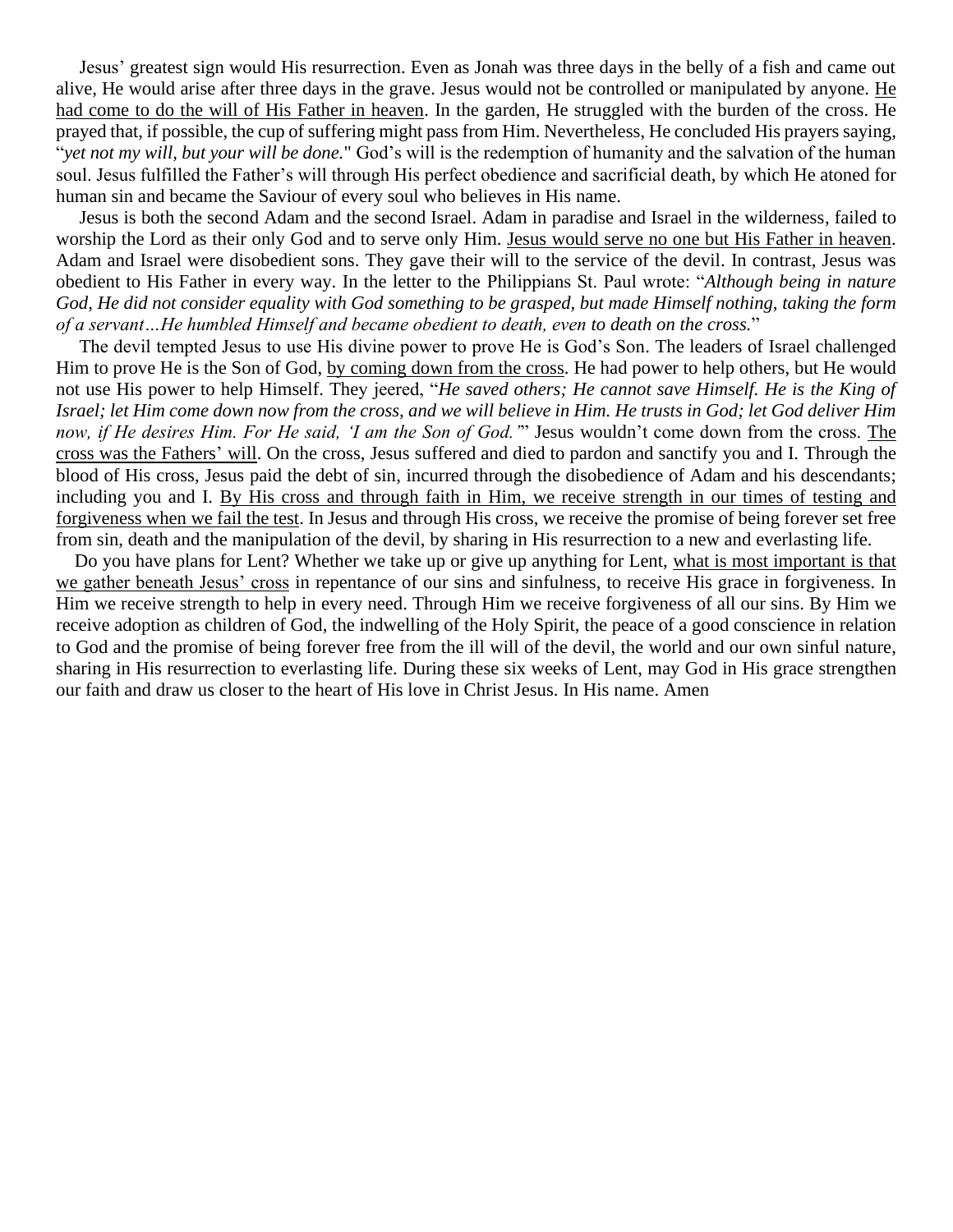Jesus' greatest sign would His resurrection. Even as Jonah was three days in the belly of a fish and came out alive, He would arise after three days in the grave. Jesus would not be controlled or manipulated by anyone. <u>He had come to do the will of His Father in heaven</u>. In the garden, He struggled with the burden of the cross. He prayed that, if possible, the cup of suffering might pass from Him. Nevertheless, He concluded His prayers saying, "*yet not my will, but your will be done.*" God's will is the redemption of humanity and the salvation of the human soul. Jesus fulfilled the Father's will through His perfect obedience and sacrificial death, by which He atoned for human sin and became the Saviour of every soul who believes in His name.

Jesus is both the second Adam and the second Israel. Adam in paradise and Israel in the wilderness, failed to worship the Lord as their only God and to serve only Him. <u>Jesus would serve no one but His Father in heaven</u>. Adam and Israel were disobedient sons. They gave their will to the service of the devil. In contrast, Jesus was obedient to His Father in every way. In the letter to the Philippians St. Paul wrote: "*Although being in nature God, He did not consider equality with God something to be grasped, but made Himself nothing, taking the form of a servant…He humbled Himself and became obedient to death, even to death on the cross.*"

The devil tempted Jesus to use His divine power to prove He is God's Son. The leaders of Israel challenged Him to prove He is the Son of God, <u>by coming down from the cross</u>. He had power to help others, but He would not use His power to help Himself. They jeered, "*He saved others; He cannot save Himself. He is the King of Israel; let Him come down now from the cross, and we will believe in Him. He trusts in God; let God deliver Him now, if He desires Him. For He said, 'I am the Son of God.'*" Jesus wouldn't come down from the cross. <u>The cross was the Fathers' will</u>. On the cross, Jesus suffered and died to pardon and sanctify you and I. Through the blood of His cross, Jesus paid the debt of sin, incurred through the disobedience of Adam and his descendants; including you and I. <u>By His cross and through faith in Him, we receive strength in our times of testing and forgiveness when we fail the test</u>. In Jesus and through His cross, we receive the promise of being forever set free from sin, death and the manipulation of the devil, by sharing in His resurrection to a new and everlasting life.

Do you have plans for Lent? Whether we take up or give up anything for Lent, <u>what is most important is that we gather beneath Jesus' cross</u> in repentance of our sins and sinfulness, to receive His grace in forgiveness. In Him we receive strength to help in every need. Through Him we receive forgiveness of all our sins. By Him we receive adoption as children of God, the indwelling of the Holy Spirit, the peace of a good conscience in relation to God and the promise of being forever free from the ill will of the devil, the world and our own sinful nature, sharing in His resurrection to everlasting life. During these six weeks of Lent, may God in His grace strengthen our faith and draw us closer to the heart of His love in Christ Jesus. In His name. Amen